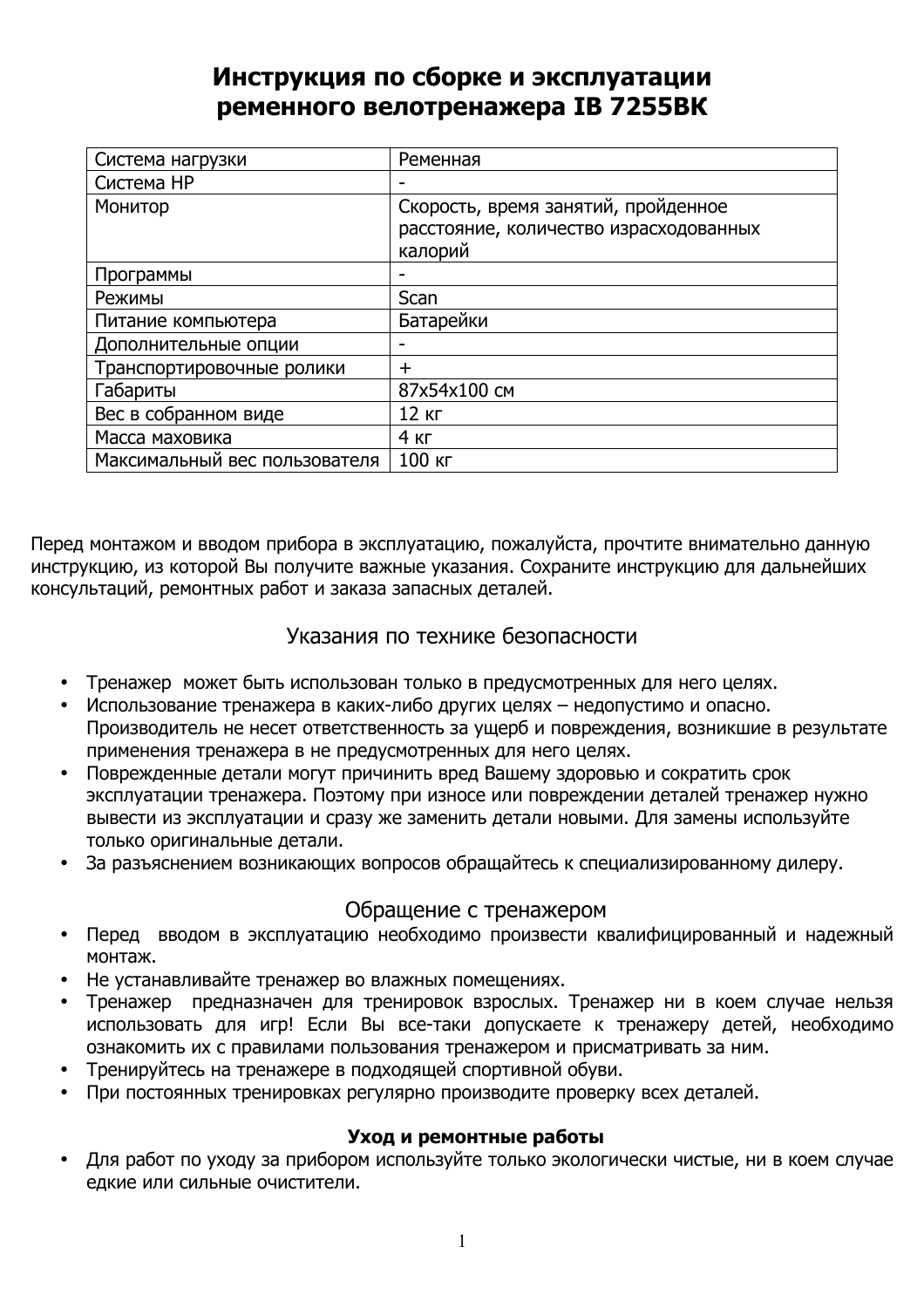# Инструкция по сборке и эксплуатации ременного велотренажера IB 7255BK

| | |
|---|---|
| Система нагрузки | Ременная |
| Система HP | - |
| Монитор | Скорость, время занятий, пройденное расстояние, количество израсходованных калорий |
| Программы | - |
| Режимы | Scan |
| Питание компьютера | Батарейки |
| Дополнительные опции | - |
| Транспортировочные ролики | + |
| Габариты | 87x54x100 см |
| Вес в собранном виде | 12 кг |
| Масса маховика | 4 кг |
| Максимальный вес пользователя | 100 кг |

Перед монтажом и вводом прибора в эксплуатацию, пожалуйста, прочтите внимательно данную инструкцию, из которой Вы получите важные указания. Сохраните инструкцию для дальнейших консультаций, ремонтных работ и заказа запасных деталей.

## Указания по технике безопасности

- Тренажер может быть использован только в предусмотренных для него целях.
- Использование тренажера в каких-либо других целях – недопустимо и опасно. Производитель не несет ответственность за ущерб и повреждения, возникшие в результате применения тренажера в не предусмотренных для него целях.
- Поврежденные детали могут причинить вред Вашему здоровью и сократить срок эксплуатации тренажера. Поэтому при износе или повреждении деталей тренажер нужно вывести из эксплуатации и сразу же заменить детали новыми. Для замены используйте только оригинальные детали.
- За разъяснением возникающих вопросов обращайтесь к специализированному дилеру.

## Обращение с тренажером

- Перед вводом в эксплуатацию необходимо произвести квалифицированный и надежный монтаж.
- Не устанавливайте тренажер во влажных помещениях.
- Тренажер предназначен для тренировок взрослых. Тренажер ни в коем случае нельзя использовать для игр! Если Вы все-таки допускаете к тренажеру детей, необходимо ознакомить их с правилами пользования тренажером и присматривать за ним.
- Тренируйтесь на тренажере в подходящей спортивной обуви.
- При постоянных тренировках регулярно производите проверку всех деталей.

### Уход и ремонтные работы

- Для работ по уходу за прибором используйте только экологически чистые, ни в коем случае едкие или сильные очистители.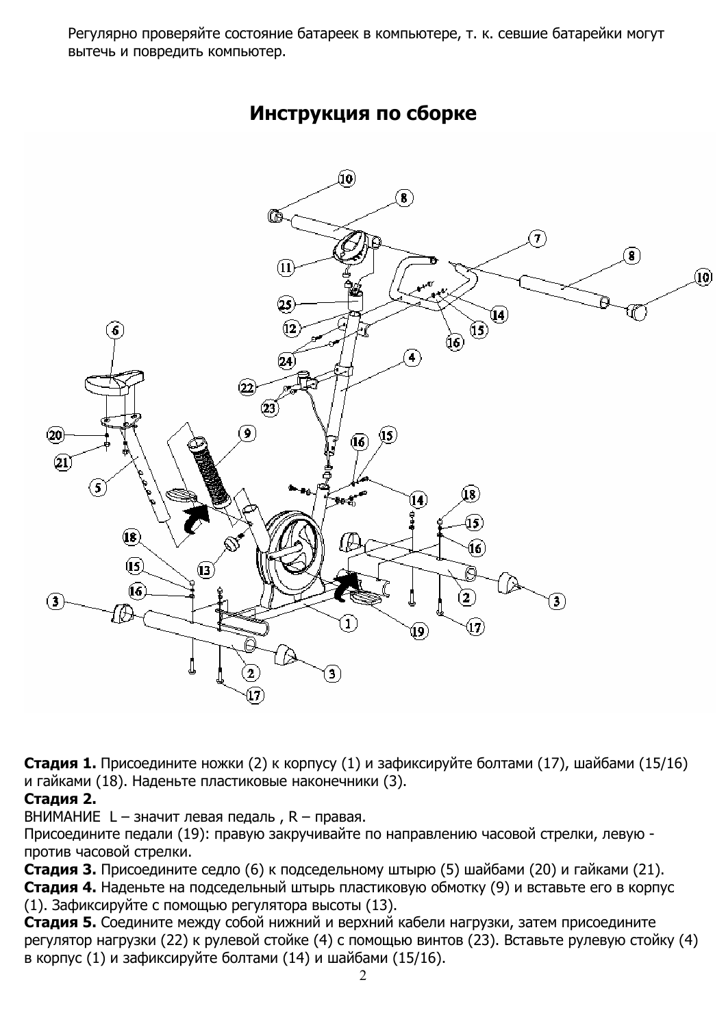Регулярно проверяйте состояние батареек в компьютере, т. к. севшие батарейки могут вытечь и повредить компьютер.

## Инструкция по сборке

**Стадия 1.** Присоедините ножки (2) к корпусу (1) и зафиксируйте болтами (17), шайбами (15/16) и гайками (18). Наденьте пластиковые наконечники (3).

**Стадия 2.**

ВНИМАНИЕ L – значит левая педаль , R – правая.

Присоедините педали (19): правую закручивайте по направлению часовой стрелки, левую - против часовой стрелки.

**Стадия 3.** Присоедините седло (6) к подседельному штырю (5) шайбами (20) и гайками (21).

**Стадия 4.** Наденьте на подседельный штырь пластиковую обмотку (9) и вставьте его в корпус (1). Зафиксируйте с помощью регулятора высоты (13).

**Стадия 5.** Соедините между собой нижний и верхний кабели нагрузки, затем присоедините регулятор нагрузки (22) к рулевой стойке (4) с помощью винтов (23). Вставьте рулевую стойку (4) в корпус (1) и зафиксируйте болтами (14) и шайбами (15/16).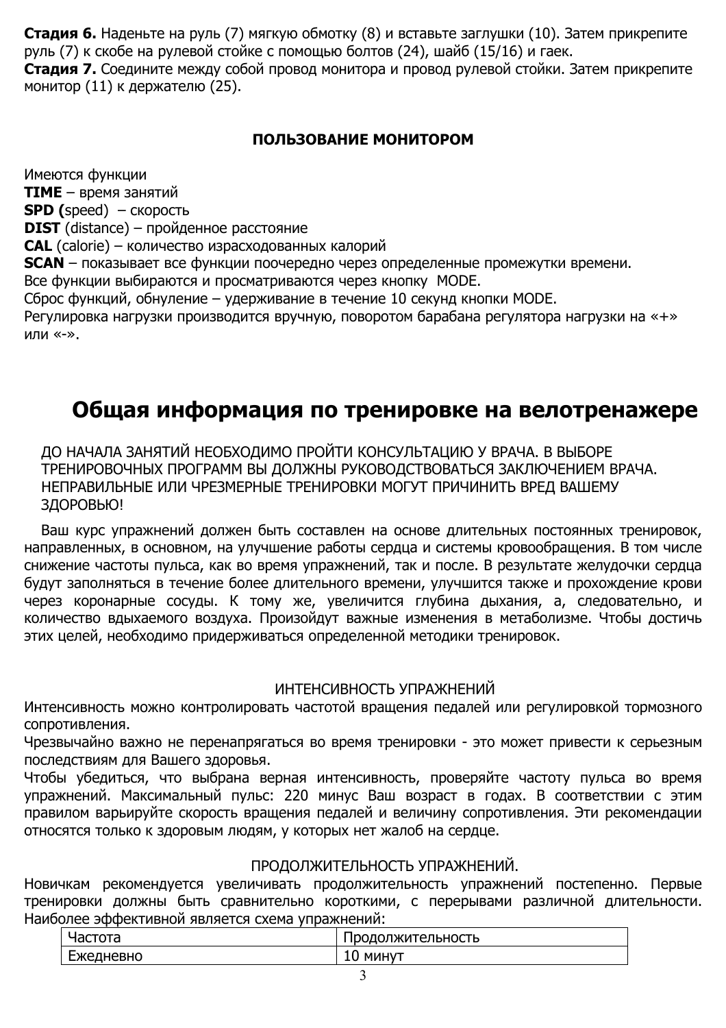**Стадия 6.** Наденьте на руль (7) мягкую обмотку (8) и вставьте заглушки (10). Затем прикрепите руль (7) к скобе на рулевой стойке с помощью болтов (24), шайб (15/16) и гаек.
**Стадия 7.** Соедините между собой провод монитора и провод рулевой стойки. Затем прикрепите монитор (11) к держателю (25).

### ПОЛЬЗОВАНИЕ МОНИТОРОМ

Имеются функции
**TIME** – время занятий
**SPD (**speed) – скорость
**DIST** (distance) – пройденное расстояние
**CAL** (calorie) – количество израсходованных калорий
**SCAN** – показывает все функции поочередно через определенные промежутки времени.
Все функции выбираются и просматриваются через кнопку MODE.
Сброс функций, обнуление – удерживание в течение 10 секунд кнопки MODE.
Регулировка нагрузки производится вручную, поворотом барабана регулятора нагрузки на «+» или «-».

## Общая информация по тренировке на велотренажере

ДО НАЧАЛА ЗАНЯТИЙ НЕОБХОДИМО ПРОЙТИ КОНСУЛЬТАЦИЮ У ВРАЧА. В ВЫБОРЕ ТРЕНИРОВОЧНЫХ ПРОГРАММ ВЫ ДОЛЖНЫ РУКОВОДСТВОВАТЬСЯ ЗАКЛЮЧЕНИЕМ ВРАЧА. НЕПРАВИЛЬНЫЕ ИЛИ ЧРЕЗМЕРНЫЕ ТРЕНИРОВКИ МОГУТ ПРИЧИНИТЬ ВРЕД ВАШЕМУ ЗДОРОВЬЮ!

Ваш курс упражнений должен быть составлен на основе длительных постоянных тренировок, направленных, в основном, на улучшение работы сердца и системы кровообращения. В том числе снижение частоты пульса, как во время упражнений, так и после. В результате желудочки сердца будут заполняться в течение более длительного времени, улучшится также и прохождение крови через коронарные сосуды. К тому же, увеличится глубина дыхания, а, следовательно, и количество вдыхаемого воздуха. Произойдут важные изменения в метаболизме. Чтобы достичь этих целей, необходимо придерживаться определенной методики тренировок.

### ИНТЕНСИВНОСТЬ УПРАЖНЕНИЙ

Интенсивность можно контролировать частотой вращения педалей или регулировкой тормозного сопротивления.
Чрезвычайно важно не перенапрягаться во время тренировки - это может привести к серьезным последствиям для Вашего здоровья.
Чтобы убедиться, что выбрана верная интенсивность, проверяйте частоту пульса во время упражнений. Максимальный пульс: 220 минус Ваш возраст в годах. В соответствии с этим правилом варьируйте скорость вращения педалей и величину сопротивления. Эти рекомендации относятся только к здоровым людям, у которых нет жалоб на сердце.

### ПРОДОЛЖИТЕЛЬНОСТЬ УПРАЖНЕНИЙ.

Новичкам рекомендуется увеличивать продолжительность упражнений постепенно. Первые тренировки должны быть сравнительно короткими, с перерывами различной длительности. Наиболее эффективной является схема упражнений:

| Частота | Продолжительность |
|---|---|
| Ежедневно | 10 минут |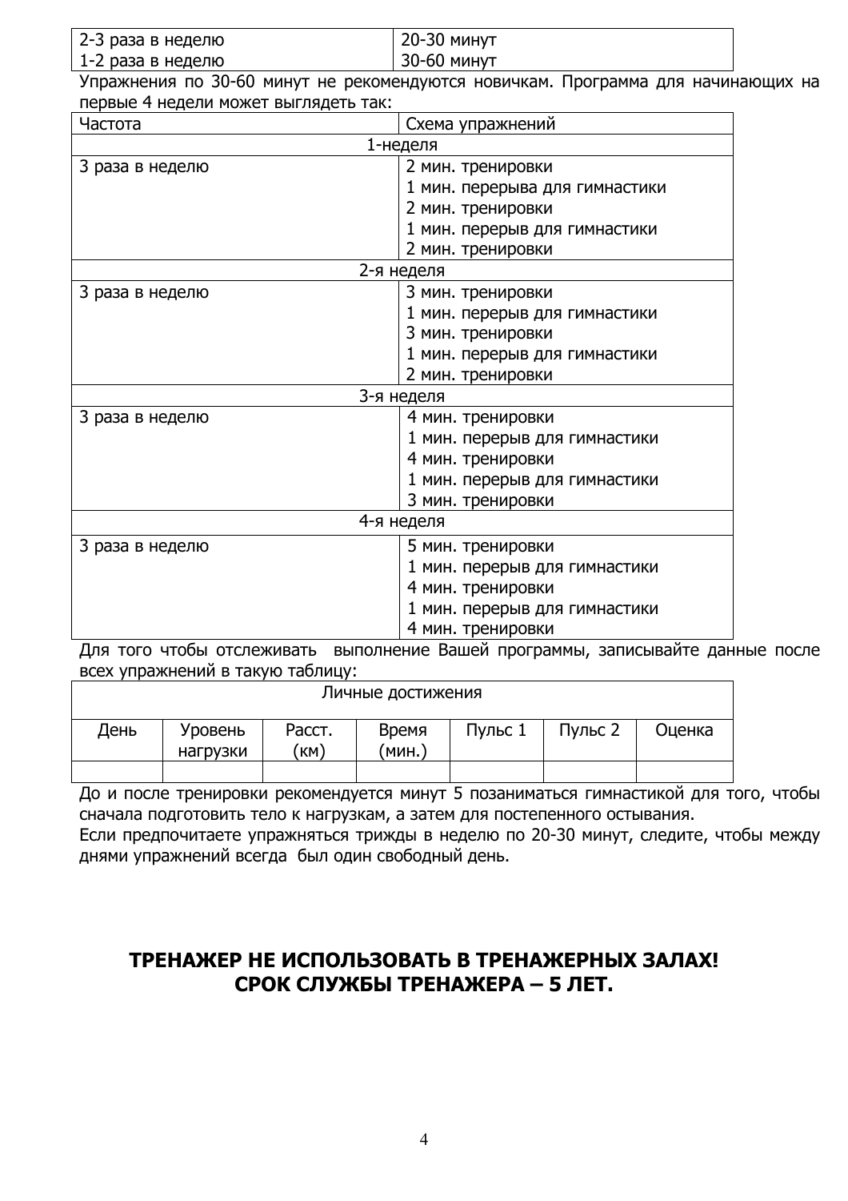| | |
|---|---|
| 2-3 раза в неделю | 20-30 минут |
| 1-2 раза в неделю | 30-60 минут |

Упражнения по 30-60 минут не рекомендуются новичкам. Программа для начинающих на первые 4 недели может выглядеть так:

| Частота | Схема упражнений |
|---|---|
| 1-неделя | |
| 3 раза в неделю | 2 мин. тренировки<br>1 мин. перерыва для гимнастики<br>2 мин. тренировки<br>1 мин. перерыв для гимнастики<br>2 мин. тренировки |
| 2-я неделя | |
| 3 раза в неделю | 3 мин. тренировки<br>1 мин. перерыв для гимнастики<br>3 мин. тренировки<br>1 мин. перерыв для гимнастики<br>2 мин. тренировки |
| 3-я неделя | |
| 3 раза в неделю | 4 мин. тренировки<br>1 мин. перерыв для гимнастики<br>4 мин. тренировки<br>1 мин. перерыв для гимнастики<br>3 мин. тренировки |
| 4-я неделя | |
| 3 раза в неделю | 5 мин. тренировки<br>1 мин. перерыв для гимнастики<br>4 мин. тренировки<br>1 мин. перерыв для гимнастики<br>4 мин. тренировки |

Для того чтобы отслеживать выполнение Вашей программы, записывайте данные после всех упражнений в такую таблицу:

| Личные достижения | | | | | | |
|---|---|---|---|---|---|---|
| День | Уровень нагрузки | Расст. (км) | Время (мин.) | Пульс 1 | Пульс 2 | Оценка |
| | | | | | | |

До и после тренировки рекомендуется минут 5 позаниматься гимнастикой для того, чтобы сначала подготовить тело к нагрузкам, а затем для постепенного остывания.
Если предпочитаете упражняться трижды в неделю по 20-30 минут, следите, чтобы между днями упражнений всегда был один свободный день.

**ТРЕНАЖЕР НЕ ИСПОЛЬЗОВАТЬ В ТРЕНАЖЕРНЫХ ЗАЛАХ!**
**СРОК СЛУЖБЫ ТРЕНАЖЕРА – 5 ЛЕТ.**